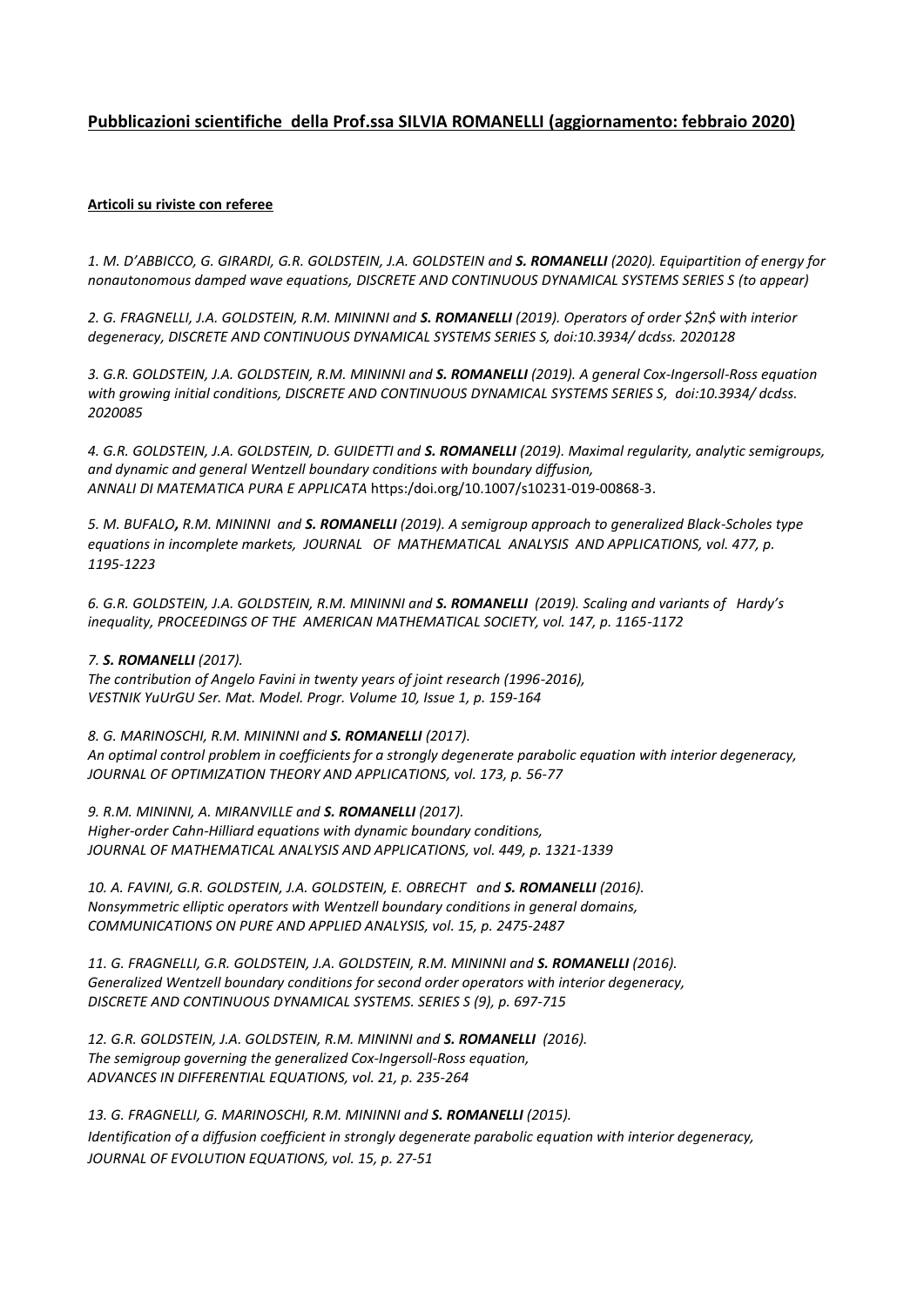## Pubblicazioni scientifiche della Prof.ssa SILVIA ROMANELLI (aggiornamento: febbraio 2020)

### Articoli su riviste con referee

*1. M. D'ABBICCO, G. GIRARDI, G.R. GOLDSTEIN, J.A. GOLDSTEIN and **S. ROMANELLI** (2020). Equipartition of energy for nonautonomous damped wave equations, DISCRETE AND CONTINUOUS DYNAMICAL SYSTEMS SERIES S (to appear)*

*2. G. FRAGNELLI, J.A. GOLDSTEIN, R.M. MININNI and **S. ROMANELLI** (2019). Operators of order $2n$ with interior degeneracy, DISCRETE AND CONTINUOUS DYNAMICAL SYSTEMS SERIES S, doi:10.3934/ dcdss. 2020128*

*3. G.R. GOLDSTEIN, J.A. GOLDSTEIN, R.M. MININNI and **S. ROMANELLI** (2019). A general Cox-Ingersoll-Ross equation with growing initial conditions, DISCRETE AND CONTINUOUS DYNAMICAL SYSTEMS SERIES S, doi:10.3934/ dcdss. 2020085*

*4. G.R. GOLDSTEIN, J.A. GOLDSTEIN, D. GUIDETTI and **S. ROMANELLI** (2019). Maximal regularity, analytic semigroups, and dynamic and general Wentzell boundary conditions with boundary diffusion, ANNALI DI MATEMATICA PURA E APPLICATA* https:/doi.org/10.1007/s10231-019-00868-3.

*5. M. BUFALO, R.M. MININNI and **S. ROMANELLI** (2019). A semigroup approach to generalized Black-Scholes type equations in incomplete markets, JOURNAL OF MATHEMATICAL ANALYSIS AND APPLICATIONS, vol. 477, p. 1195-1223*

*6. G.R. GOLDSTEIN, J.A. GOLDSTEIN, R.M. MININNI and **S. ROMANELLI** (2019). Scaling and variants of Hardy's inequality, PROCEEDINGS OF THE AMERICAN MATHEMATICAL SOCIETY, vol. 147, p. 1165-1172*

*7. **S. ROMANELLI** (2017).
The contribution of Angelo Favini in twenty years of joint research (1996-2016),
VESTNIK YuUrGU Ser. Mat. Model. Progr. Volume 10, Issue 1, p. 159-164*

*8. G. MARINOSCHI, R.M. MININNI and **S. ROMANELLI** (2017).
An optimal control problem in coefficients for a strongly degenerate parabolic equation with interior degeneracy,
JOURNAL OF OPTIMIZATION THEORY AND APPLICATIONS, vol. 173, p. 56-77*

*9. R.M. MININNI, A. MIRANVILLE and **S. ROMANELLI** (2017).
Higher-order Cahn-Hilliard equations with dynamic boundary conditions,
JOURNAL OF MATHEMATICAL ANALYSIS AND APPLICATIONS, vol. 449, p. 1321-1339*

*10. A. FAVINI, G.R. GOLDSTEIN, J.A. GOLDSTEIN, E. OBRECHT and **S. ROMANELLI** (2016).
Nonsymmetric elliptic operators with Wentzell boundary conditions in general domains,
COMMUNICATIONS ON PURE AND APPLIED ANALYSIS, vol. 15, p. 2475-2487*

*11. G. FRAGNELLI, G.R. GOLDSTEIN, J.A. GOLDSTEIN, R.M. MININNI and **S. ROMANELLI** (2016).
Generalized Wentzell boundary conditions for second order operators with interior degeneracy,
DISCRETE AND CONTINUOUS DYNAMICAL SYSTEMS. SERIES S (9), p. 697-715*

*12. G.R. GOLDSTEIN, J.A. GOLDSTEIN, R.M. MININNI and **S. ROMANELLI** (2016).
The semigroup governing the generalized Cox-Ingersoll-Ross equation,
ADVANCES IN DIFFERENTIAL EQUATIONS, vol. 21, p. 235-264*

*13. G. FRAGNELLI, G. MARINOSCHI, R.M. MININNI and **S. ROMANELLI** (2015).
Identification of a diffusion coefficient in strongly degenerate parabolic equation with interior degeneracy,
JOURNAL OF EVOLUTION EQUATIONS, vol. 15, p. 27-51*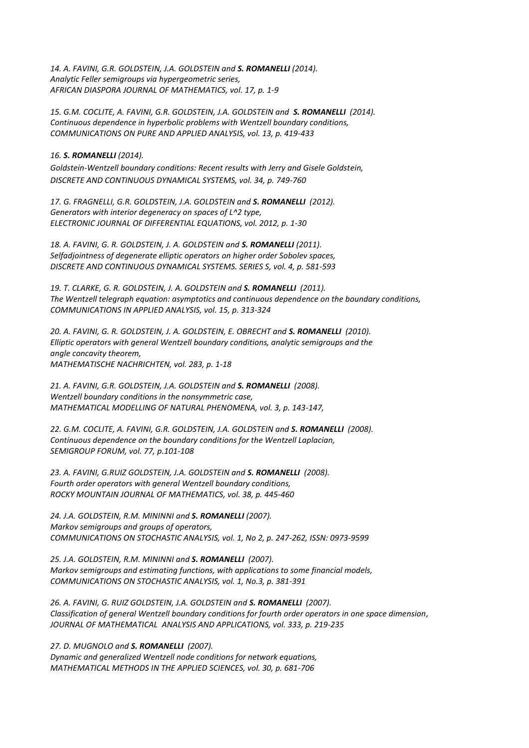*14. A. FAVINI, G.R. GOLDSTEIN, J.A. GOLDSTEIN and **S. ROMANELLI** (2014).*
*Analytic Feller semigroups via hypergeometric series,*
*AFRICAN DIASPORA JOURNAL OF MATHEMATICS, vol. 17, p. 1-9*

*15. G.M. COCLITE, A. FAVINI, G.R. GOLDSTEIN, J.A. GOLDSTEIN and **S. ROMANELLI** (2014).*
*Continuous dependence in hyperbolic problems with Wentzell boundary conditions,*
*COMMUNICATIONS ON PURE AND APPLIED ANALYSIS, vol. 13, p. 419-433*

*16. **S. ROMANELLI** (2014).*
*Goldstein-Wentzell boundary conditions: Recent results with Jerry and Gisele Goldstein,*
*DISCRETE AND CONTINUOUS DYNAMICAL SYSTEMS, vol. 34, p. 749-760*

*17. G. FRAGNELLI, G.R. GOLDSTEIN, J.A. GOLDSTEIN and **S. ROMANELLI** (2012).*
*Generators with interior degeneracy on spaces of L^2 type,*
*ELECTRONIC JOURNAL OF DIFFERENTIAL EQUATIONS, vol. 2012, p. 1-30*

*18. A. FAVINI, G. R. GOLDSTEIN, J. A. GOLDSTEIN and **S. ROMANELLI** (2011).*
*Selfadjointness of degenerate elliptic operators on higher order Sobolev spaces,*
*DISCRETE AND CONTINUOUS DYNAMICAL SYSTEMS. SERIES S, vol. 4, p. 581-593*

*19. T. CLARKE, G. R. GOLDSTEIN, J. A. GOLDSTEIN and **S. ROMANELLI** (2011).*
*The Wentzell telegraph equation: asymptotics and continuous dependence on the boundary conditions,*
*COMMUNICATIONS IN APPLIED ANALYSIS, vol. 15, p. 313-324*

*20. A. FAVINI, G. R. GOLDSTEIN, J. A. GOLDSTEIN, E. OBRECHT and **S. ROMANELLI** (2010).*
*Elliptic operators with general Wentzell boundary conditions, analytic semigroups and the angle concavity theorem,*
*MATHEMATISCHE NACHRICHTEN, vol. 283, p. 1-18*

*21. A. FAVINI, G.R. GOLDSTEIN, J.A. GOLDSTEIN and **S. ROMANELLI** (2008).*
*Wentzell boundary conditions in the nonsymmetric case,*
*MATHEMATICAL MODELLING OF NATURAL PHENOMENA, vol. 3, p. 143-147,*

*22. G.M. COCLITE, A. FAVINI, G.R. GOLDSTEIN, J.A. GOLDSTEIN and **S. ROMANELLI** (2008).*
*Continuous dependence on the boundary conditions for the Wentzell Laplacian,*
*SEMIGROUP FORUM, vol. 77, p.101-108*

*23. A. FAVINI, G.RUIZ GOLDSTEIN, J.A. GOLDSTEIN and **S. ROMANELLI** (2008).*
*Fourth order operators with general Wentzell boundary conditions,*
*ROCKY MOUNTAIN JOURNAL OF MATHEMATICS, vol. 38, p. 445-460*

*24. J.A. GOLDSTEIN, R.M. MININNI and **S. ROMANELLI** (2007).*
*Markov semigroups and groups of operators,*
*COMMUNICATIONS ON STOCHASTIC ANALYSIS, vol. 1, No 2, p. 247-262, ISSN: 0973-9599*

*25. J.A. GOLDSTEIN, R.M. MININNI and **S. ROMANELLI** (2007).*
*Markov semigroups and estimating functions, with applications to some financial models,*
*COMMUNICATIONS ON STOCHASTIC ANALYSIS, vol. 1, No.3, p. 381-391*

*26. A. FAVINI, G. RUIZ GOLDSTEIN, J.A. GOLDSTEIN and **S. ROMANELLI** (2007).*
*Classification of general Wentzell boundary conditions for fourth order operators in one space dimension,*
*JOURNAL OF MATHEMATICAL ANALYSIS AND APPLICATIONS, vol. 333, p. 219-235*

*27. D. MUGNOLO and **S. ROMANELLI** (2007).*
*Dynamic and generalized Wentzell node conditions for network equations,*
*MATHEMATICAL METHODS IN THE APPLIED SCIENCES, vol. 30, p. 681-706*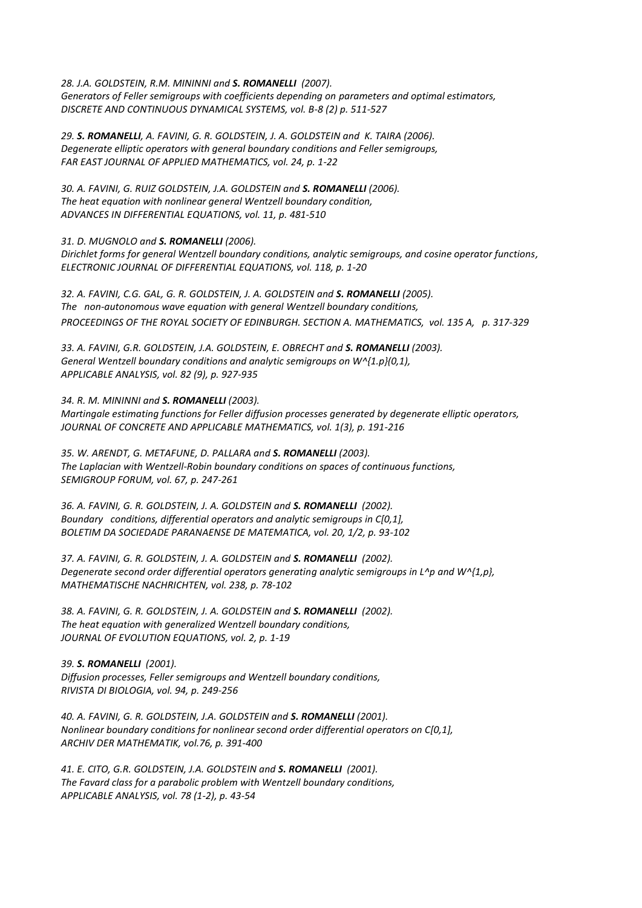*28. J.A. GOLDSTEIN, R.M. MININNI and **S. ROMANELLI** (2007).*
*Generators of Feller semigroups with coefficients depending on parameters and optimal estimators,*
*DISCRETE AND CONTINUOUS DYNAMICAL SYSTEMS, vol. B-8 (2) p. 511-527*

*29. **S. ROMANELLI**, A. FAVINI, G. R. GOLDSTEIN, J. A. GOLDSTEIN and K. TAIRA (2006).*
*Degenerate elliptic operators with general boundary conditions and Feller semigroups,*
*FAR EAST JOURNAL OF APPLIED MATHEMATICS, vol. 24, p. 1-22*

*30. A. FAVINI, G. RUIZ GOLDSTEIN, J.A. GOLDSTEIN and **S. ROMANELLI** (2006).*
*The heat equation with nonlinear general Wentzell boundary condition,*
*ADVANCES IN DIFFERENTIAL EQUATIONS, vol. 11, p. 481-510*

*31. D. MUGNOLO and **S. ROMANELLI** (2006).*
*Dirichlet forms for general Wentzell boundary conditions, analytic semigroups, and cosine operator functions,*
*ELECTRONIC JOURNAL OF DIFFERENTIAL EQUATIONS, vol. 118, p. 1-20*

*32. A. FAVINI, C.G. GAL, G. R. GOLDSTEIN, J. A. GOLDSTEIN and **S. ROMANELLI** (2005).*
*The non-autonomous wave equation with general Wentzell boundary conditions,*
*PROCEEDINGS OF THE ROYAL SOCIETY OF EDINBURGH. SECTION A. MATHEMATICS, vol. 135 A, p. 317-329*

*33. A. FAVINI, G.R. GOLDSTEIN, J.A. GOLDSTEIN, E. OBRECHT and **S. ROMANELLI** (2003).*
*General Wentzell boundary conditions and analytic semigroups on $W^{1,p}(0,1)$,*
*APPLICABLE ANALYSIS, vol. 82 (9), p. 927-935*

*34. R. M. MININNI and **S. ROMANELLI** (2003).*
*Martingale estimating functions for Feller diffusion processes generated by degenerate elliptic operators,*
*JOURNAL OF CONCRETE AND APPLICABLE MATHEMATICS, vol. 1(3), p. 191-216*

*35. W. ARENDT, G. METAFUNE, D. PALLARA and **S. ROMANELLI** (2003).*
*The Laplacian with Wentzell-Robin boundary conditions on spaces of continuous functions,*
*SEMIGROUP FORUM, vol. 67, p. 247-261*

*36. A. FAVINI, G. R. GOLDSTEIN, J. A. GOLDSTEIN and **S. ROMANELLI** (2002).*
*Boundary conditions, differential operators and analytic semigroups in C[0,1],*
*BOLETIM DA SOCIEDADE PARANAENSE DE MATEMATICA, vol. 20, 1/2, p. 93-102*

*37. A. FAVINI, G. R. GOLDSTEIN, J. A. GOLDSTEIN and **S. ROMANELLI** (2002).*
*Degenerate second order differential operators generating analytic semigroups in $L^p$ and $W^{1,p}$,*
*MATHEMATISCHE NACHRICHTEN, vol. 238, p. 78-102*

*38. A. FAVINI, G. R. GOLDSTEIN, J. A. GOLDSTEIN and **S. ROMANELLI** (2002).*
*The heat equation with generalized Wentzell boundary conditions,*
*JOURNAL OF EVOLUTION EQUATIONS, vol. 2, p. 1-19*

*39. **S. ROMANELLI** (2001).*
*Diffusion processes, Feller semigroups and Wentzell boundary conditions,*
*RIVISTA DI BIOLOGIA, vol. 94, p. 249-256*

*40. A. FAVINI, G. R. GOLDSTEIN, J.A. GOLDSTEIN and **S. ROMANELLI** (2001).*
*Nonlinear boundary conditions for nonlinear second order differential operators on C[0,1],*
*ARCHIV DER MATHEMATIK, vol.76, p. 391-400*

*41. E. CITO, G.R. GOLDSTEIN, J.A. GOLDSTEIN and **S. ROMANELLI** (2001).*
*The Favard class for a parabolic problem with Wentzell boundary conditions,*
*APPLICABLE ANALYSIS, vol. 78 (1-2), p. 43-54*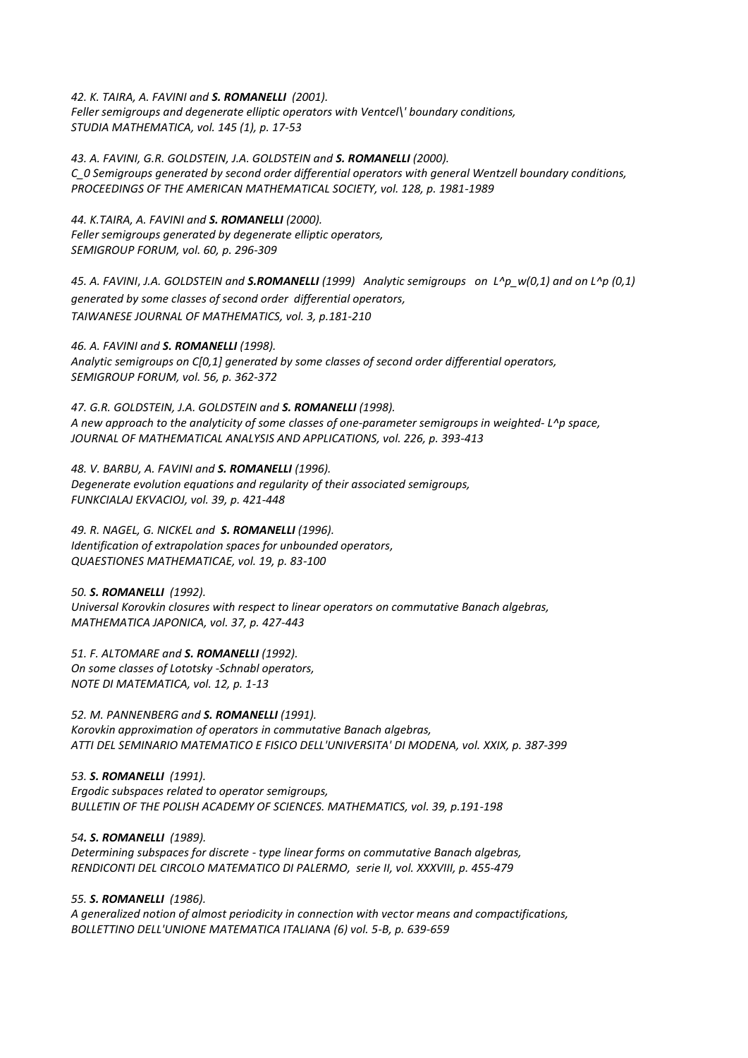*42. K. TAIRA, A. FAVINI and **S. ROMANELLI** (2001).*
*Feller semigroups and degenerate elliptic operators with Ventcel\' boundary conditions,*
*STUDIA MATHEMATICA, vol. 145 (1), p. 17-53*

*43. A. FAVINI, G.R. GOLDSTEIN, J.A. GOLDSTEIN and **S. ROMANELLI** (2000).*
*$C_0$ Semigroups generated by second order differential operators with general Wentzell boundary conditions,*
*PROCEEDINGS OF THE AMERICAN MATHEMATICAL SOCIETY, vol. 128, p. 1981-1989*

*44. K.TAIRA, A. FAVINI and **S. ROMANELLI** (2000).*
*Feller semigroups generated by degenerate elliptic operators,*
*SEMIGROUP FORUM, vol. 60, p. 296-309*

*45. A. FAVINI, J.A. GOLDSTEIN and **S.ROMANELLI** (1999) Analytic semigroups on $L^p_w(0,1)$ and on $L^p(0,1)$ generated by some classes of second order differential operators,*
*TAIWANESE JOURNAL OF MATHEMATICS, vol. 3, p.181-210*

*46. A. FAVINI and **S. ROMANELLI** (1998).*
*Analytic semigroups on C[0,1] generated by some classes of second order differential operators,*
*SEMIGROUP FORUM, vol. 56, p. 362-372*

*47. G.R. GOLDSTEIN, J.A. GOLDSTEIN and **S. ROMANELLI** (1998).*
*A new approach to the analyticity of some classes of one-parameter semigroups in weighted- $L^p$ space,*
*JOURNAL OF MATHEMATICAL ANALYSIS AND APPLICATIONS, vol. 226, p. 393-413*

*48. V. BARBU, A. FAVINI and **S. ROMANELLI** (1996).*
*Degenerate evolution equations and regularity of their associated semigroups,*
*FUNKCIALAJ EKVACIOJ, vol. 39, p. 421-448*

*49. R. NAGEL, G. NICKEL and **S. ROMANELLI** (1996).*
*Identification of extrapolation spaces for unbounded operators,*
*QUAESTIONES MATHEMATICAE, vol. 19, p. 83-100*

*50. **S. ROMANELLI** (1992).*
*Universal Korovkin closures with respect to linear operators on commutative Banach algebras,*
*MATHEMATICA JAPONICA, vol. 37, p. 427-443*

*51. F. ALTOMARE and **S. ROMANELLI** (1992).*
*On some classes of Lototsky -Schnabl operators,*
*NOTE DI MATEMATICA, vol. 12, p. 1-13*

*52. M. PANNENBERG and **S. ROMANELLI** (1991).*
*Korovkin approximation of operators in commutative Banach algebras,*
*ATTI DEL SEMINARIO MATEMATICO E FISICO DELL'UNIVERSITA' DI MODENA, vol. XXIX, p. 387-399*

*53. **S. ROMANELLI** (1991).*
*Ergodic subspaces related to operator semigroups,*
*BULLETIN OF THE POLISH ACADEMY OF SCIENCES. MATHEMATICS, vol. 39, p.191-198*

*54. **S. ROMANELLI** (1989).*
*Determining subspaces for discrete - type linear forms on commutative Banach algebras,*
*RENDICONTI DEL CIRCOLO MATEMATICO DI PALERMO, serie II, vol. XXXVIII, p. 455-479*

*55. **S. ROMANELLI** (1986).*
*A generalized notion of almost periodicity in connection with vector means and compactifications,*
*BOLLETTINO DELL'UNIONE MATEMATICA ITALIANA (6) vol. 5-B, p. 639-659*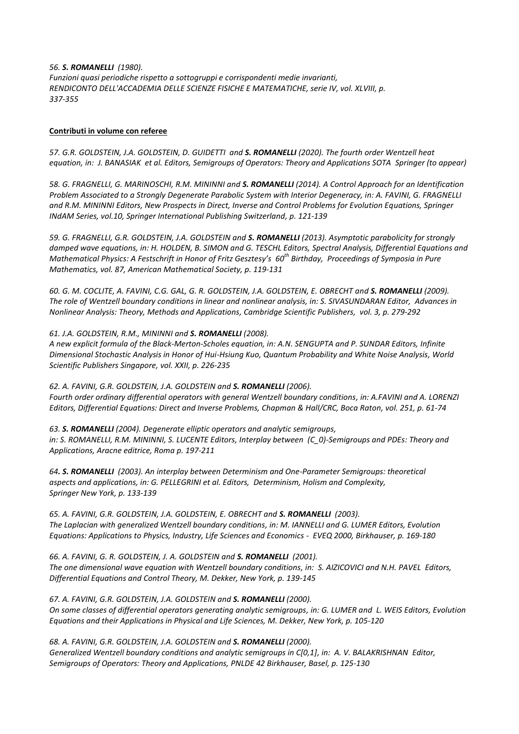*56. **S. ROMANELLI** (1980).*
*Funzioni quasi periodiche rispetto a sottogruppi e corrispondenti medie invarianti, RENDICONTO DELL'ACCADEMIA DELLE SCIENZE FISICHE E MATEMATICHE, serie IV, vol. XLVIII, p. 337-355*

**Contributi in volume con referee**

*57. G.R. GOLDSTEIN, J.A. GOLDSTEIN, D. GUIDETTI and **S. ROMANELLI** (2020). The fourth order Wentzell heat equation, in: J. BANASIAK et al. Editors, Semigroups of Operators: Theory and Applications SOTA Springer (to appear)*

*58. G. FRAGNELLI, G. MARINOSCHI, R.M. MININNI and **S. ROMANELLI** (2014). A Control Approach for an Identification Problem Associated to a Strongly Degenerate Parabolic System with Interior Degeneracy, in: A. FAVINI, G. FRAGNELLI and R.M. MININNI Editors, New Prospects in Direct, Inverse and Control Problems for Evolution Equations, Springer INdAM Series, vol.10, Springer International Publishing Switzerland, p. 121-139*

*59. G. FRAGNELLI, G.R. GOLDSTEIN, J.A. GOLDSTEIN and **S. ROMANELLI** (2013). Asymptotic parabolicity for strongly damped wave equations, in: H. HOLDEN, B. SIMON and G. TESCHL Editors, Spectral Analysis, Differential Equations and Mathematical Physics: A Festschrift in Honor of Fritz Gesztesy's 60th Birthday, Proceedings of Symposia in Pure Mathematics, vol. 87, American Mathematical Society, p. 119-131*

*60. G. M. COCLITE, A. FAVINI, C.G. GAL, G. R. GOLDSTEIN, J.A. GOLDSTEIN, E. OBRECHT and **S. ROMANELLI** (2009). The role of Wentzell boundary conditions in linear and nonlinear analysis, in: S. SIVASUNDARAN Editor, Advances in Nonlinear Analysis: Theory, Methods and Applications, Cambridge Scientific Publishers, vol. 3, p. 279-292*

*61. J.A. GOLDSTEIN, R.M., MININNI and **S. ROMANELLI** (2008).*
*A new explicit formula of the Black-Merton-Scholes equation, in: A.N. SENGUPTA and P. SUNDAR Editors, Infinite Dimensional Stochastic Analysis in Honor of Hui-Hsiung Kuo, Quantum Probability and White Noise Analysis, World Scientific Publishers Singapore, vol. XXII, p. 226-235*

*62. A. FAVINI, G.R. GOLDSTEIN, J.A. GOLDSTEIN and **S. ROMANELLI** (2006).*
*Fourth order ordinary differential operators with general Wentzell boundary conditions, in: A.FAVINI and A. LORENZI Editors, Differential Equations: Direct and Inverse Problems, Chapman & Hall/CRC, Boca Raton, vol. 251, p. 61-74*

*63. **S. ROMANELLI** (2004). Degenerate elliptic operators and analytic semigroups, in: S. ROMANELLI, R.M. MININNI, S. LUCENTE Editors, Interplay between (C_0)-Semigroups and PDEs: Theory and Applications, Aracne editrice, Roma p. 197-211*

*64. **S. ROMANELLI** (2003). An interplay between Determinism and One-Parameter Semigroups: theoretical aspects and applications, in: G. PELLEGRINI et al. Editors, Determinism, Holism and Complexity, Springer New York, p. 133-139*

*65. A. FAVINI, G.R. GOLDSTEIN, J.A. GOLDSTEIN, E. OBRECHT and **S. ROMANELLI** (2003).*
*The Laplacian with generalized Wentzell boundary conditions, in: M. IANNELLI and G. LUMER Editors, Evolution Equations: Applications to Physics, Industry, Life Sciences and Economics - EVEQ 2000, Birkhauser, p. 169-180*

*66. A. FAVINI, G. R. GOLDSTEIN, J. A. GOLDSTEIN and **S. ROMANELLI** (2001).*
*The one dimensional wave equation with Wentzell boundary conditions, in: S. AIZICOVICI and N.H. PAVEL Editors, Differential Equations and Control Theory, M. Dekker, New York, p. 139-145*

*67. A. FAVINI, G.R. GOLDSTEIN, J.A. GOLDSTEIN and **S. ROMANELLI** (2000).*
*On some classes of differential operators generating analytic semigroups, in: G. LUMER and L. WEIS Editors, Evolution Equations and their Applications in Physical and Life Sciences, M. Dekker, New York, p. 105-120*

*68. A. FAVINI, G.R. GOLDSTEIN, J.A. GOLDSTEIN and **S. ROMANELLI** (2000).*
*Generalized Wentzell boundary conditions and analytic semigroups in C[0,1], in: A. V. BALAKRISHNAN Editor, Semigroups of Operators: Theory and Applications, PNLDE 42 Birkhauser, Basel, p. 125-130*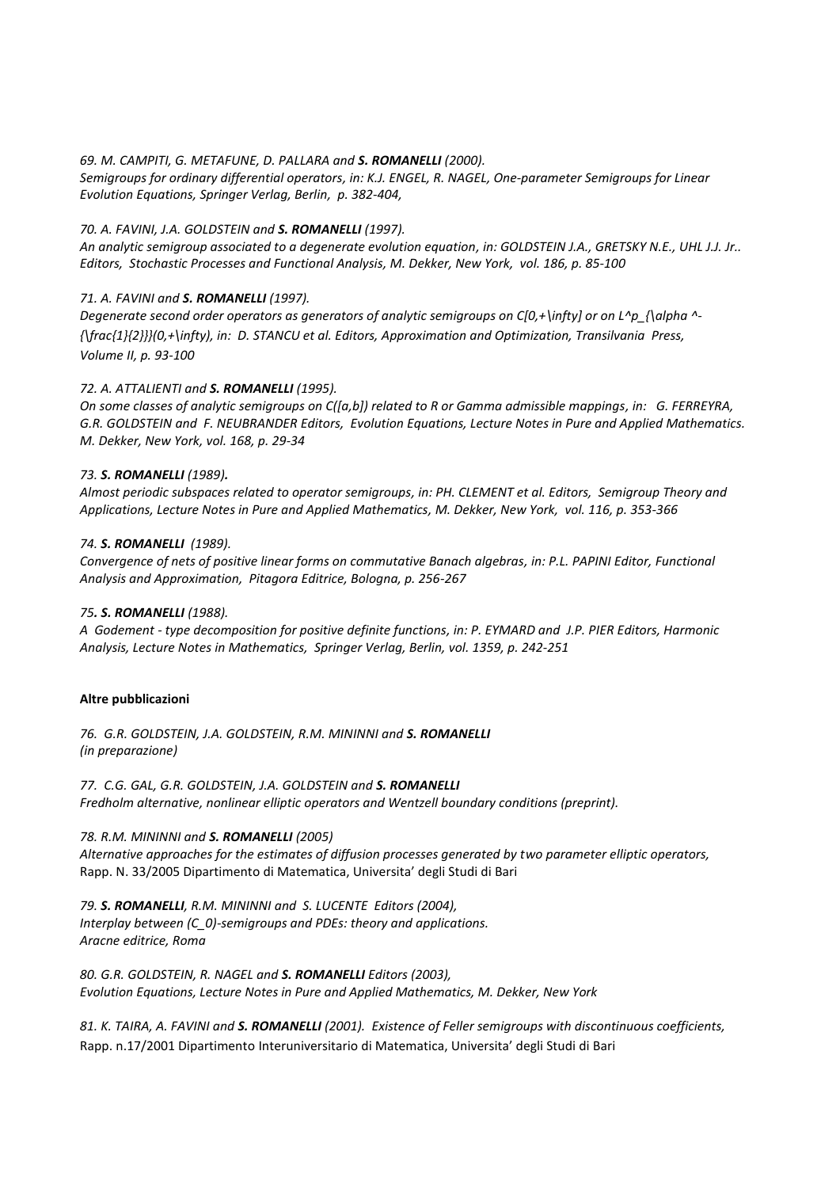*69. M. CAMPITI, G. METAFUNE, D. PALLARA and **S. ROMANELLI** (2000).*
*Semigroups for ordinary differential operators, in: K.J. ENGEL, R. NAGEL, One-parameter Semigroups for Linear Evolution Equations, Springer Verlag, Berlin, p. 382-404,*

*70. A. FAVINI, J.A. GOLDSTEIN and **S. ROMANELLI** (1997).*
*An analytic semigroup associated to a degenerate evolution equation, in: GOLDSTEIN J.A., GRETSKY N.E., UHL J.J. Jr.. Editors, Stochastic Processes and Functional Analysis, M. Dekker, New York, vol. 186, p. 85-100*

*71. A. FAVINI and **S. ROMANELLI** (1997).*
*Degenerate second order operators as generators of analytic semigroups on C[0,+\infty] or on L^p_{\alpha ^-{\frac{1}{2}}}(0,+\infty), in: D. STANCU et al. Editors, Approximation and Optimization, Transilvania Press, Volume II, p. 93-100*

*72. A. ATTALIENTI and **S. ROMANELLI** (1995).*
*On some classes of analytic semigroups on C([a,b]) related to R or Gamma admissible mappings, in: G. FERREYRA, G.R. GOLDSTEIN and F. NEUBRANDER Editors, Evolution Equations, Lecture Notes in Pure and Applied Mathematics. M. Dekker, New York, vol. 168, p. 29-34*

*73. **S. ROMANELLI** (1989).*
*Almost periodic subspaces related to operator semigroups, in: PH. CLEMENT et al. Editors, Semigroup Theory and Applications, Lecture Notes in Pure and Applied Mathematics, M. Dekker, New York, vol. 116, p. 353-366*

*74. **S. ROMANELLI** (1989).*
*Convergence of nets of positive linear forms on commutative Banach algebras, in: P.L. PAPINI Editor, Functional Analysis and Approximation, Pitagora Editrice, Bologna, p. 256-267*

*75. **S. ROMANELLI** (1988).*
*A Godement - type decomposition for positive definite functions, in: P. EYMARD and J.P. PIER Editors, Harmonic Analysis, Lecture Notes in Mathematics, Springer Verlag, Berlin, vol. 1359, p. 242-251*

**Altre pubblicazioni**

*76. G.R. GOLDSTEIN, J.A. GOLDSTEIN, R.M. MININNI and **S. ROMANELLI***
*(in preparazione)*

*77. C.G. GAL, G.R. GOLDSTEIN, J.A. GOLDSTEIN and **S. ROMANELLI***
*Fredholm alternative, nonlinear elliptic operators and Wentzell boundary conditions (preprint).*

*78. R.M. MININNI and **S. ROMANELLI** (2005)*
*Alternative approaches for the estimates of diffusion processes generated by two parameter elliptic operators,*
Rapp. N. 33/2005 Dipartimento di Matematica, Universita' degli Studi di Bari

*79. **S. ROMANELLI**, R.M. MININNI and S. LUCENTE Editors (2004),*
*Interplay between (C_0)-semigroups and PDEs: theory and applications.*
*Aracne editrice, Roma*

*80. G.R. GOLDSTEIN, R. NAGEL and **S. ROMANELLI** Editors (2003),*
*Evolution Equations, Lecture Notes in Pure and Applied Mathematics, M. Dekker, New York*

*81. K. TAIRA, A. FAVINI and **S. ROMANELLI** (2001). Existence of Feller semigroups with discontinuous coefficients,*
Rapp. n.17/2001 Dipartimento Interuniversitario di Matematica, Universita' degli Studi di Bari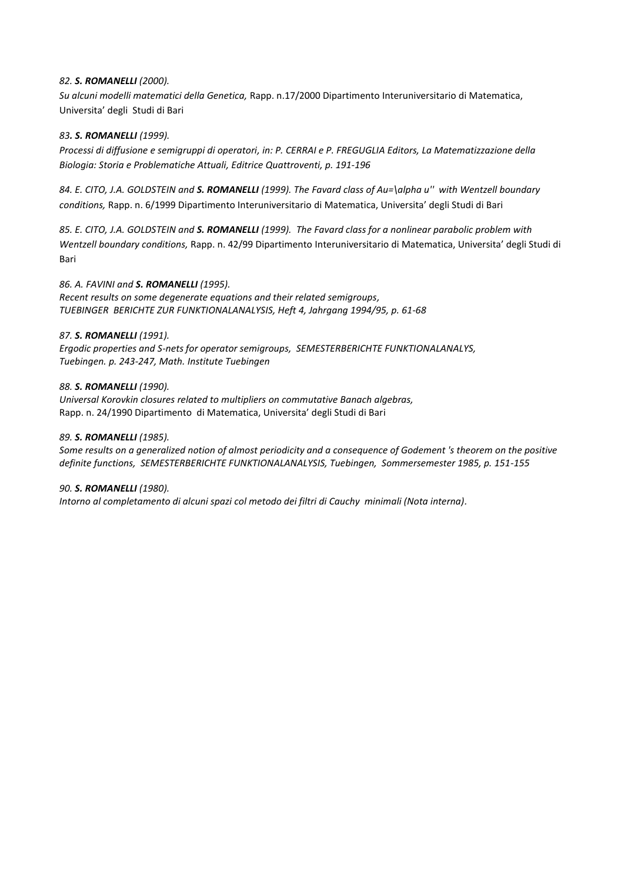*82.* ***S. ROMANELLI*** *(2000).*
*Su alcuni modelli matematici della Genetica,* Rapp. n.17/2000 Dipartimento Interuniversitario di Matematica, Universita' degli Studi di Bari

*83.* ***S. ROMANELLI*** *(1999).*
*Processi di diffusione e semigruppi di operatori, in: P. CERRAI e P. FREGUGLIA Editors, La Matematizzazione della Biologia: Storia e Problematiche Attuali, Editrice Quattroventi, p. 191-196*

*84. E. CITO, J.A. GOLDSTEIN and* ***S. ROMANELLI*** *(1999). The Favard class of Au=\alpha u'' with Wentzell boundary conditions,* Rapp. n. 6/1999 Dipartimento Interuniversitario di Matematica, Universita' degli Studi di Bari

*85. E. CITO, J.A. GOLDSTEIN and* ***S. ROMANELLI*** *(1999). The Favard class for a nonlinear parabolic problem with Wentzell boundary conditions,* Rapp. n. 42/99 Dipartimento Interuniversitario di Matematica, Universita' degli Studi di Bari

*86. A. FAVINI and* ***S. ROMANELLI*** *(1995).*
*Recent results on some degenerate equations and their related semigroups,*
*TUEBINGER BERICHTE ZUR FUNKTIONALANALYSIS, Heft 4, Jahrgang 1994/95, p. 61-68*

*87.* ***S. ROMANELLI*** *(1991).*
*Ergodic properties and S-nets for operator semigroups, SEMESTERBERICHTE FUNKTIONALANALYS, Tuebingen. p. 243-247, Math. Institute Tuebingen*

*88.* ***S. ROMANELLI*** *(1990).*
*Universal Korovkin closures related to multipliers on commutative Banach algebras,*
Rapp. n. 24/1990 Dipartimento di Matematica, Universita' degli Studi di Bari

*89.* ***S. ROMANELLI*** *(1985).*
*Some results on a generalized notion of almost periodicity and a consequence of Godement 's theorem on the positive definite functions, SEMESTERBERICHTE FUNKTIONALANALYSIS, Tuebingen, Sommersemester 1985, p. 151-155*

*90.* ***S. ROMANELLI*** *(1980).*
*Intorno al completamento di alcuni spazi col metodo dei filtri di Cauchy minimali (Nota interna).*